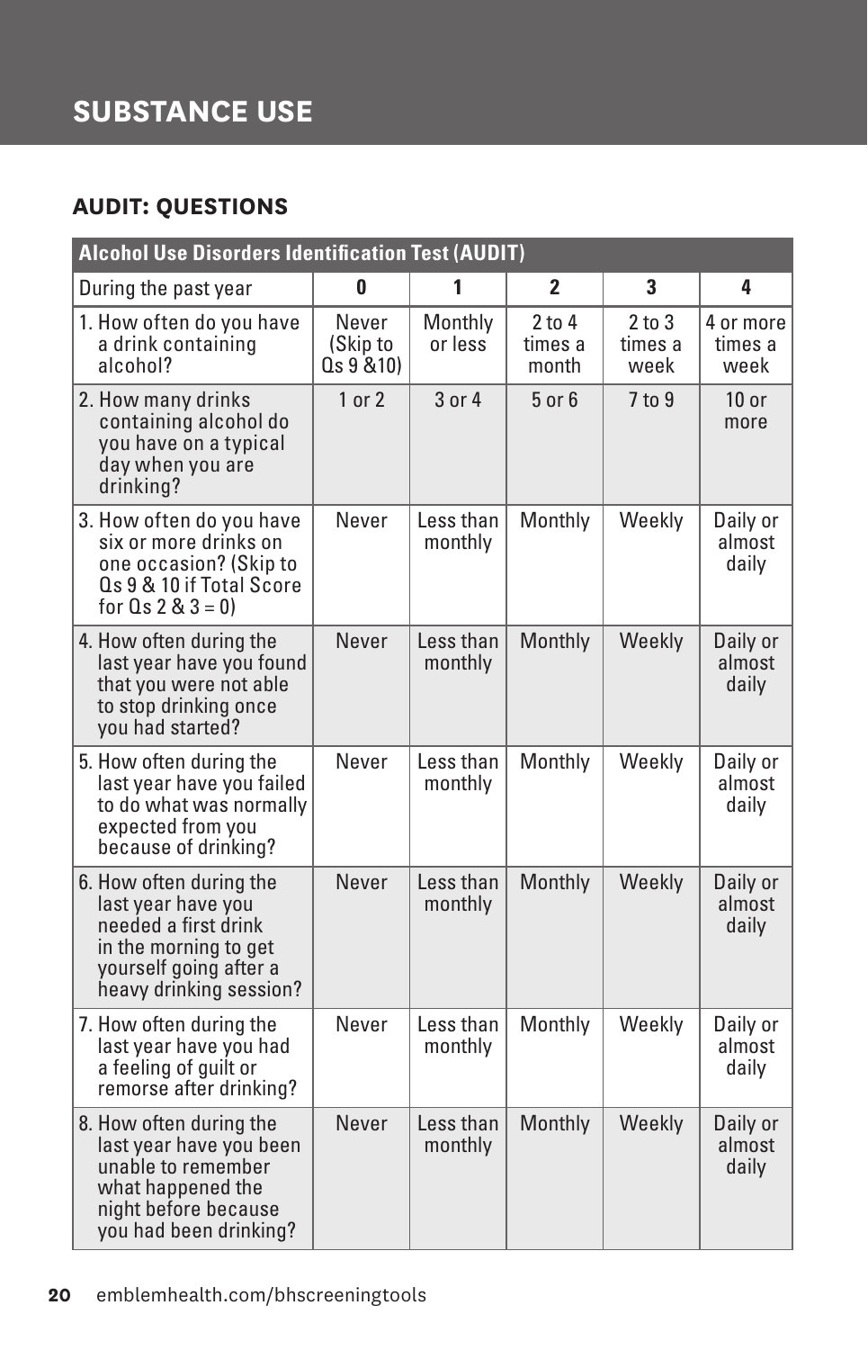# SUBSTANCE USE

## AUDIT: QUESTIONS

| Alcohol Use Disorders Identification Test (AUDIT) | | | | | |
|---|---|---|---|---|---|
| During the past year | 0 | 1 | 2 | 3 | 4 |
| 1. How often do you have a drink containing alcohol? | Never (Skip to Qs 9 &10) | Monthly or less | 2 to 4 times a month | 2 to 3 times a week | 4 or more times a week |
| 2. How many drinks containing alcohol do you have on a typical day when you are drinking? | 1 or 2 | 3 or 4 | 5 or 6 | 7 to 9 | 10 or more |
| 3. How often do you have six or more drinks on one occasion? (Skip to Qs 9 & 10 if Total Score for Qs 2 & 3 = 0) | Never | Less than monthly | Monthly | Weekly | Daily or almost daily |
| 4. How often during the last year have you found that you were not able to stop drinking once you had started? | Never | Less than monthly | Monthly | Weekly | Daily or almost daily |
| 5. How often during the last year have you failed to do what was normally expected from you because of drinking? | Never | Less than monthly | Monthly | Weekly | Daily or almost daily |
| 6. How often during the last year have you needed a first drink in the morning to get yourself going after a heavy drinking session? | Never | Less than monthly | Monthly | Weekly | Daily or almost daily |
| 7. How often during the last year have you had a feeling of guilt or remorse after drinking? | Never | Less than monthly | Monthly | Weekly | Daily or almost daily |
| 8. How often during the last year have you been unable to remember what happened the night before because you had been drinking? | Never | Less than monthly | Monthly | Weekly | Daily or almost daily |

emblemhealth.com/bhscreeningtools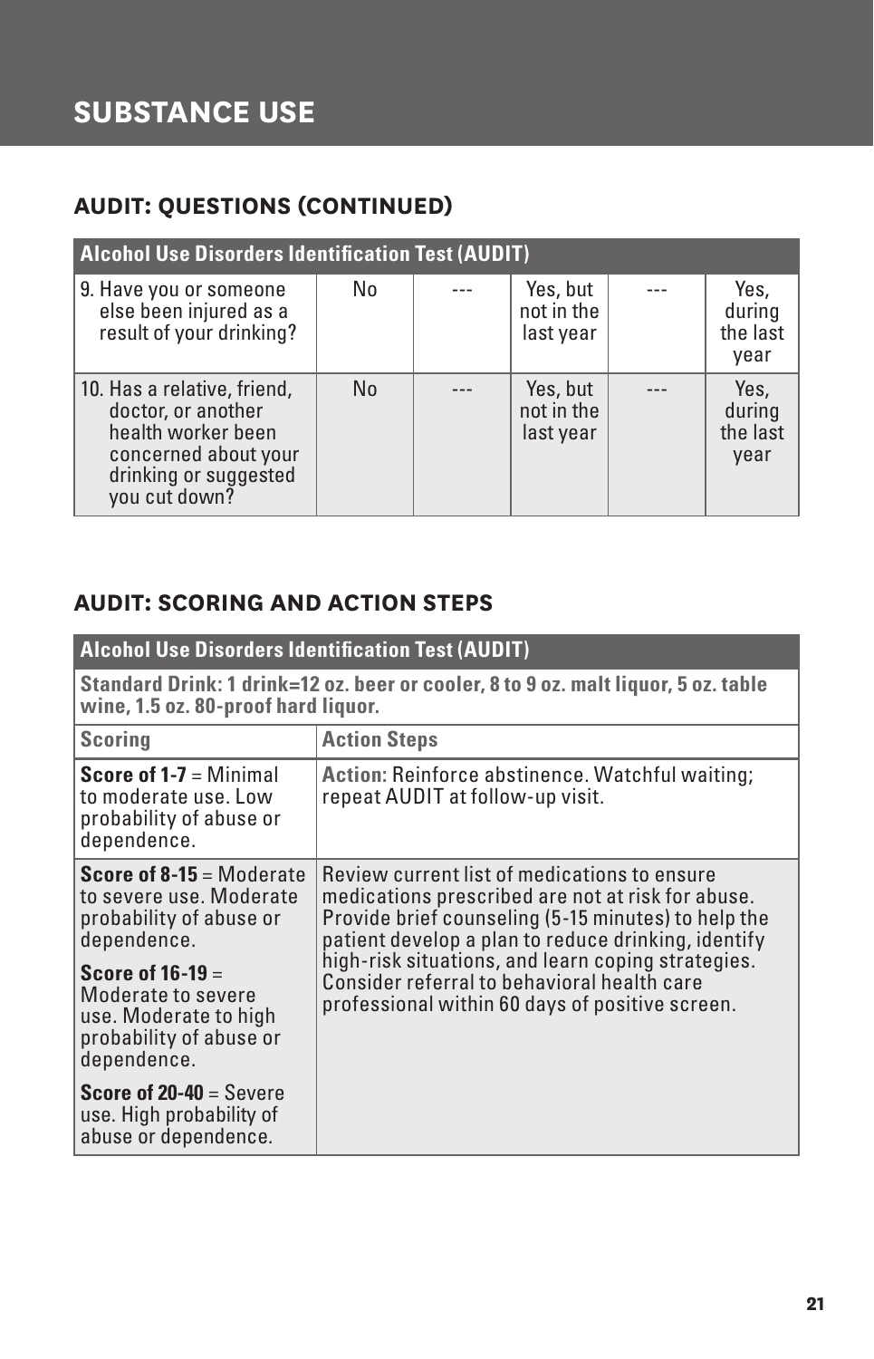# SUBSTANCE USE

## AUDIT: QUESTIONS (CONTINUED)

| Alcohol Use Disorders Identification Test (AUDIT) | | | | | |
|---|---|---|---|---|---|
| 9. Have you or someone else been injured as a result of your drinking? | No | --- | Yes, but not in the last year | --- | Yes, during the last year |
| 10. Has a relative, friend, doctor, or another health worker been concerned about your drinking or suggested you cut down? | No | --- | Yes, but not in the last year | --- | Yes, during the last year |

## AUDIT: SCORING AND ACTION STEPS

| Alcohol Use Disorders Identification Test (AUDIT) | |
|---|---|
| **Standard Drink: 1 drink=12 oz. beer or cooler, 8 to 9 oz. malt liquor, 5 oz. table wine, 1.5 oz. 80-proof hard liquor.** | |
| **Scoring** | **Action Steps** |
| **Score of 1-7** = Minimal to moderate use. Low probability of abuse or dependence. | **Action:** Reinforce abstinence. Watchful waiting; repeat AUDIT at follow-up visit. |
| **Score of 8-15** = Moderate to severe use. Moderate probability of abuse or dependence.<br><br>**Score of 16-19** = Moderate to severe use. Moderate to high probability of abuse or dependence.<br><br>**Score of 20-40** = Severe use. High probability of abuse or dependence. | Review current list of medications to ensure medications prescribed are not at risk for abuse. Provide brief counseling (5-15 minutes) to help the patient develop a plan to reduce drinking, identify high-risk situations, and learn coping strategies. Consider referral to behavioral health care professional within 60 days of positive screen. |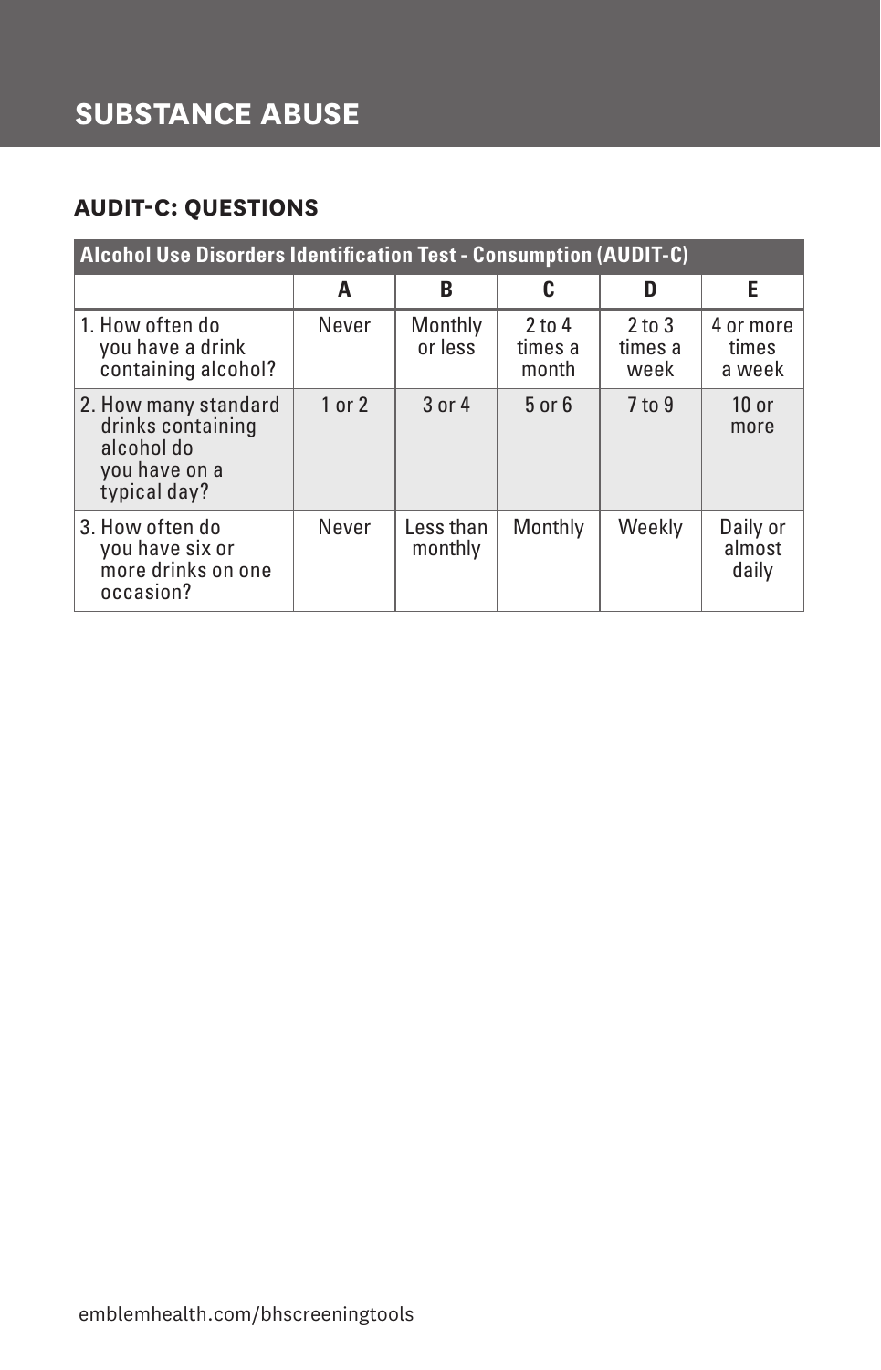# SUBSTANCE ABUSE

## AUDIT-C: QUESTIONS

| Alcohol Use Disorders Identification Test - Consumption (AUDIT-C) | | | | | |
|---|---|---|---|---|---|
| | **A** | **B** | **C** | **D** | **E** |
| 1. How often do you have a drink containing alcohol? | Never | Monthly or less | 2 to 4 times a month | 2 to 3 times a week | 4 or more times a week |
| 2. How many standard drinks containing alcohol do you have on a typical day? | 1 or 2 | 3 or 4 | 5 or 6 | 7 to 9 | 10 or more |
| 3. How often do you have six or more drinks on one occasion? | Never | Less than monthly | Monthly | Weekly | Daily or almost daily |

emblemhealth.com/bhscreeningtools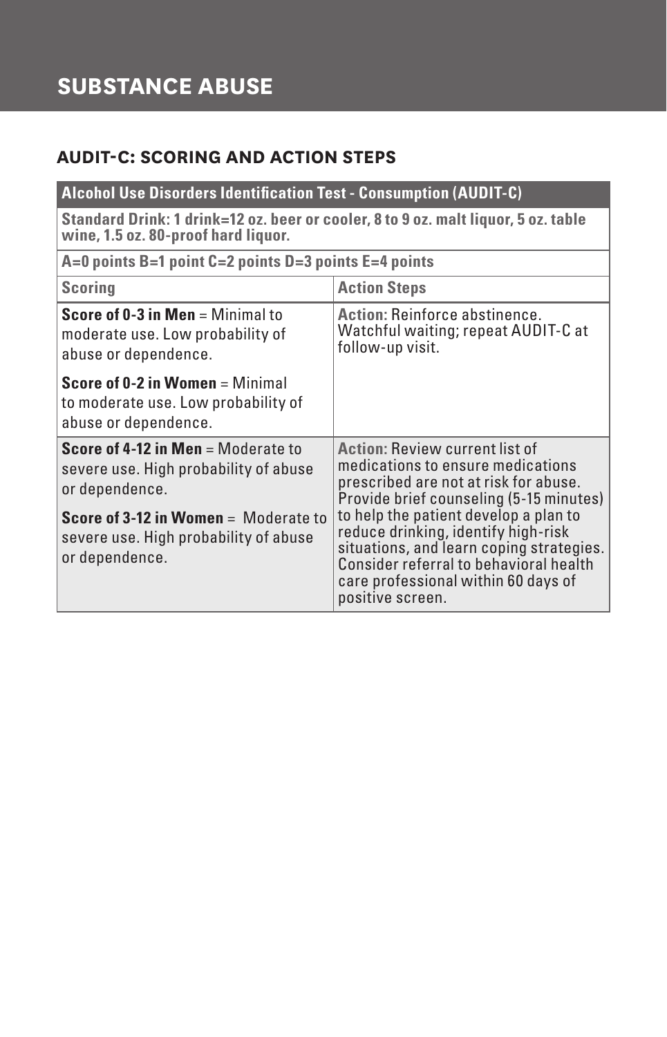# SUBSTANCE ABUSE

## AUDIT-C: SCORING AND ACTION STEPS

| Alcohol Use Disorders Identification Test - Consumption (AUDIT-C) | |
|---|---|
| **Standard Drink: 1 drink=12 oz. beer or cooler, 8 to 9 oz. malt liquor, 5 oz. table wine, 1.5 oz. 80-proof hard liquor.** | |
| **A=0 points B=1 point C=2 points D=3 points E=4 points** | |
| **Scoring** | **Action Steps** |
| **Score of 0-3 in Men** = Minimal to moderate use. Low probability of abuse or dependence.<br><br>**Score of 0-2 in Women** = Minimal to moderate use. Low probability of abuse or dependence. | **Action:** Reinforce abstinence. Watchful waiting; repeat AUDIT-C at follow-up visit. |
| **Score of 4-12 in Men** = Moderate to severe use. High probability of abuse or dependence.<br><br>**Score of 3-12 in Women** = Moderate to severe use. High probability of abuse or dependence. | **Action:** Review current list of medications to ensure medications prescribed are not at risk for abuse. Provide brief counseling (5-15 minutes) to help the patient develop a plan to reduce drinking, identify high-risk situations, and learn coping strategies. Consider referral to behavioral health care professional within 60 days of positive screen. |